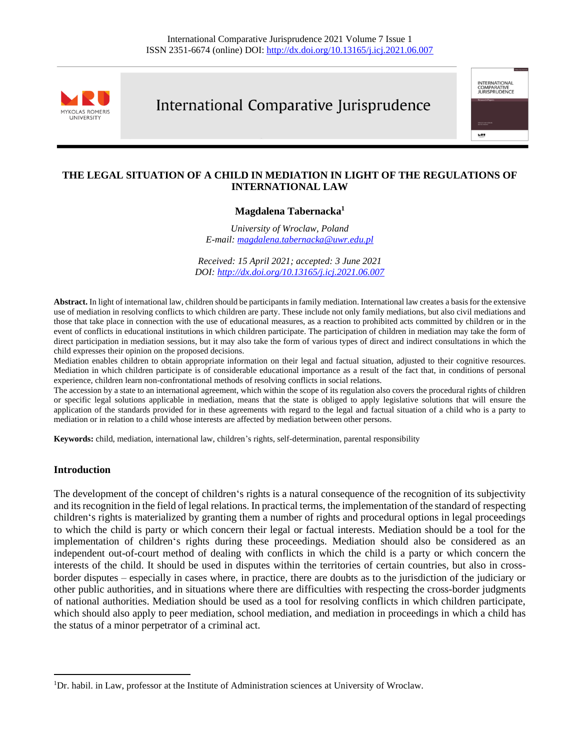# THE LEGAL SITUATION OF A CHILD IN MEDIATION IN LIGHT OF THE REGULATIONS OF INTERNATIONAL LAW

**Magdalena Tabernacka**[1]

*University of Wroclaw, Poland*
*E-mail: magdalena.tabernacka@uwr.edu.pl*

*Received: 15 April 2021; accepted: 3 June 2021*
*DOI: http://dx.doi.org/10.13165/j.icj.2021.06.007*

**Abstract.** In light of international law, children should be participants in family mediation. International law creates a basis for the extensive use of mediation in resolving conflicts to which children are party. These include not only family mediations, but also civil mediations and those that take place in connection with the use of educational measures, as a reaction to prohibited acts committed by children or in the event of conflicts in educational institutions in which children participate. The participation of children in mediation may take the form of direct participation in mediation sessions, but it may also take the form of various types of direct and indirect consultations in which the child expresses their opinion on the proposed decisions.

Mediation enables children to obtain appropriate information on their legal and factual situation, adjusted to their cognitive resources. Mediation in which children participate is of considerable educational importance as a result of the fact that, in conditions of personal experience, children learn non-confrontational methods of resolving conflicts in social relations.

The accession by a state to an international agreement, which within the scope of its regulation also covers the procedural rights of children or specific legal solutions applicable in mediation, means that the state is obliged to apply legislative solutions that will ensure the application of the standards provided for in these agreements with regard to the legal and factual situation of a child who is a party to mediation or in relation to a child whose interests are affected by mediation between other persons.

**Keywords:** child, mediation, international law, children's rights, self-determination, parental responsibility

## Introduction

The development of the concept of children's rights is a natural consequence of the recognition of its subjectivity and its recognition in the field of legal relations. In practical terms, the implementation of the standard of respecting children's rights is materialized by granting them a number of rights and procedural options in legal proceedings to which the child is party or which concern their legal or factual interests. Mediation should be a tool for the implementation of children's rights during these proceedings. Mediation should also be considered as an independent out-of-court method of dealing with conflicts in which the child is a party or which concern the interests of the child. It should be used in disputes within the territories of certain countries, but also in cross-border disputes – especially in cases where, in practice, there are doubts as to the jurisdiction of the judiciary or other public authorities, and in situations where there are difficulties with respecting the cross-border judgments of national authorities. Mediation should be used as a tool for resolving conflicts in which children participate, which should also apply to peer mediation, school mediation, and mediation in proceedings in which a child has the status of a minor perpetrator of a criminal act.

---

[1] Dr. habil. in Law, professor at the Institute of Administration sciences at University of Wroclaw.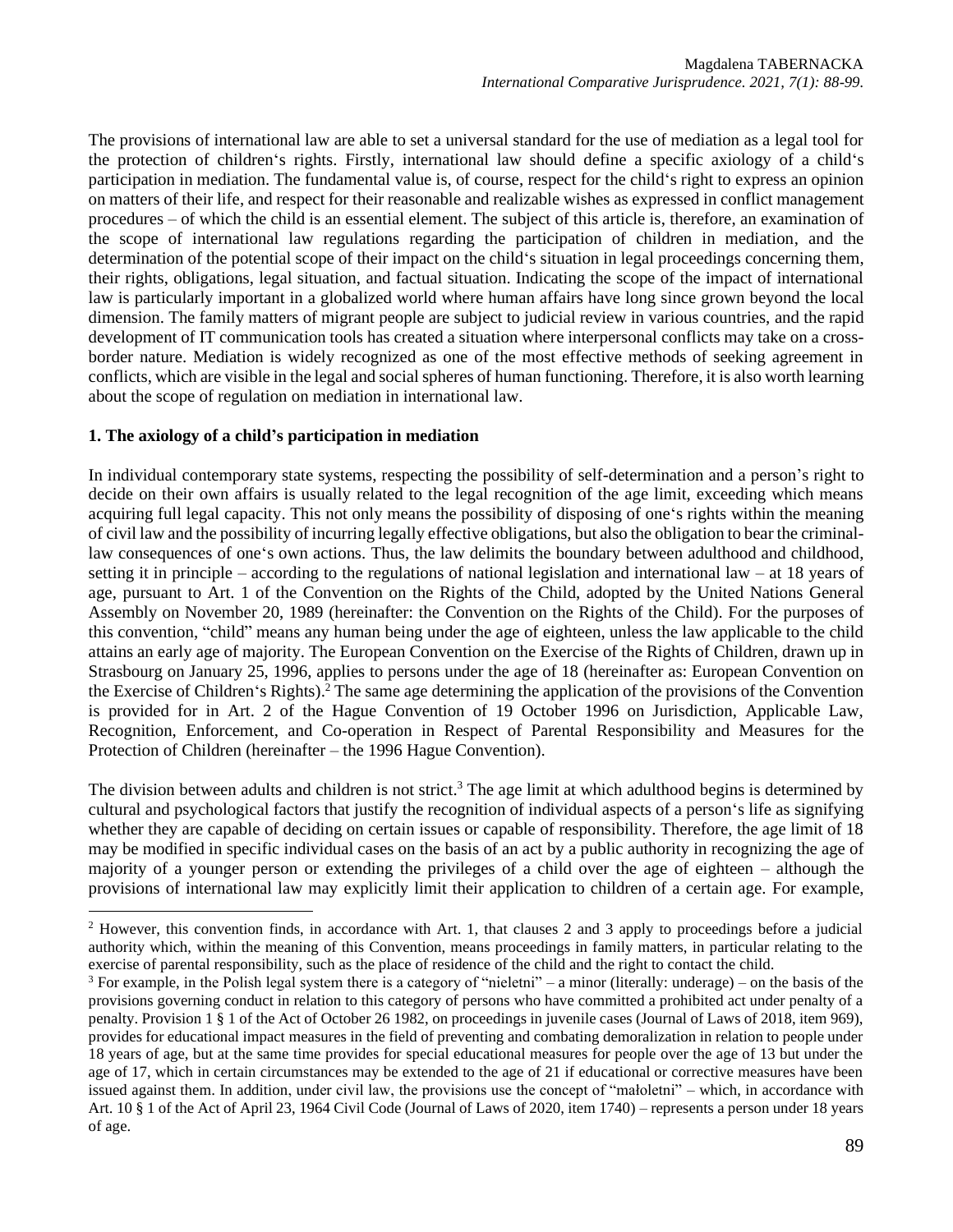The provisions of international law are able to set a universal standard for the use of mediation as a legal tool for the protection of children's rights. Firstly, international law should define a specific axiology of a child's participation in mediation. The fundamental value is, of course, respect for the child's right to express an opinion on matters of their life, and respect for their reasonable and realizable wishes as expressed in conflict management procedures – of which the child is an essential element. The subject of this article is, therefore, an examination of the scope of international law regulations regarding the participation of children in mediation, and the determination of the potential scope of their impact on the child's situation in legal proceedings concerning them, their rights, obligations, legal situation, and factual situation. Indicating the scope of the impact of international law is particularly important in a globalized world where human affairs have long since grown beyond the local dimension. The family matters of migrant people are subject to judicial review in various countries, and the rapid development of IT communication tools has created a situation where interpersonal conflicts may take on a cross-border nature. Mediation is widely recognized as one of the most effective methods of seeking agreement in conflicts, which are visible in the legal and social spheres of human functioning. Therefore, it is also worth learning about the scope of regulation on mediation in international law.

## 1. The axiology of a child's participation in mediation

In individual contemporary state systems, respecting the possibility of self-determination and a person's right to decide on their own affairs is usually related to the legal recognition of the age limit, exceeding which means acquiring full legal capacity. This not only means the possibility of disposing of one's rights within the meaning of civil law and the possibility of incurring legally effective obligations, but also the obligation to bear the criminal-law consequences of one's own actions. Thus, the law delimits the boundary between adulthood and childhood, setting it in principle – according to the regulations of national legislation and international law – at 18 years of age, pursuant to Art. 1 of the Convention on the Rights of the Child, adopted by the United Nations General Assembly on November 20, 1989 (hereinafter: the Convention on the Rights of the Child). For the purposes of this convention, "child" means any human being under the age of eighteen, unless the law applicable to the child attains an early age of majority. The European Convention on the Exercise of the Rights of Children, drawn up in Strasbourg on January 25, 1996, applies to persons under the age of 18 (hereinafter as: European Convention on the Exercise of Children's Rights).[2] The same age determining the application of the provisions of the Convention is provided for in Art. 2 of the Hague Convention of 19 October 1996 on Jurisdiction, Applicable Law, Recognition, Enforcement, and Co-operation in Respect of Parental Responsibility and Measures for the Protection of Children (hereinafter – the 1996 Hague Convention).

The division between adults and children is not strict.[3] The age limit at which adulthood begins is determined by cultural and psychological factors that justify the recognition of individual aspects of a person's life as signifying whether they are capable of deciding on certain issues or capable of responsibility. Therefore, the age limit of 18 may be modified in specific individual cases on the basis of an act by a public authority in recognizing the age of majority of a younger person or extending the privileges of a child over the age of eighteen – although the provisions of international law may explicitly limit their application to children of a certain age. For example,

---

[2] However, this convention finds, in accordance with Art. 1, that clauses 2 and 3 apply to proceedings before a judicial authority which, within the meaning of this Convention, means proceedings in family matters, in particular relating to the exercise of parental responsibility, such as the place of residence of the child and the right to contact the child.

[3] For example, in the Polish legal system there is a category of "nieletni" – a minor (literally: underage) – on the basis of the provisions governing conduct in relation to this category of persons who have committed a prohibited act under penalty of a penalty. Provision 1 § 1 of the Act of October 26 1982, on proceedings in juvenile cases (Journal of Laws of 2018, item 969), provides for educational impact measures in the field of preventing and combating demoralization in relation to people under 18 years of age, but at the same time provides for special educational measures for people over the age of 13 but under the age of 17, which in certain circumstances may be extended to the age of 21 if educational or corrective measures have been issued against them. In addition, under civil law, the provisions use the concept of "małoletni" – which, in accordance with Art. 10 § 1 of the Act of April 23, 1964 Civil Code (Journal of Laws of 2020, item 1740) – represents a person under 18 years of age.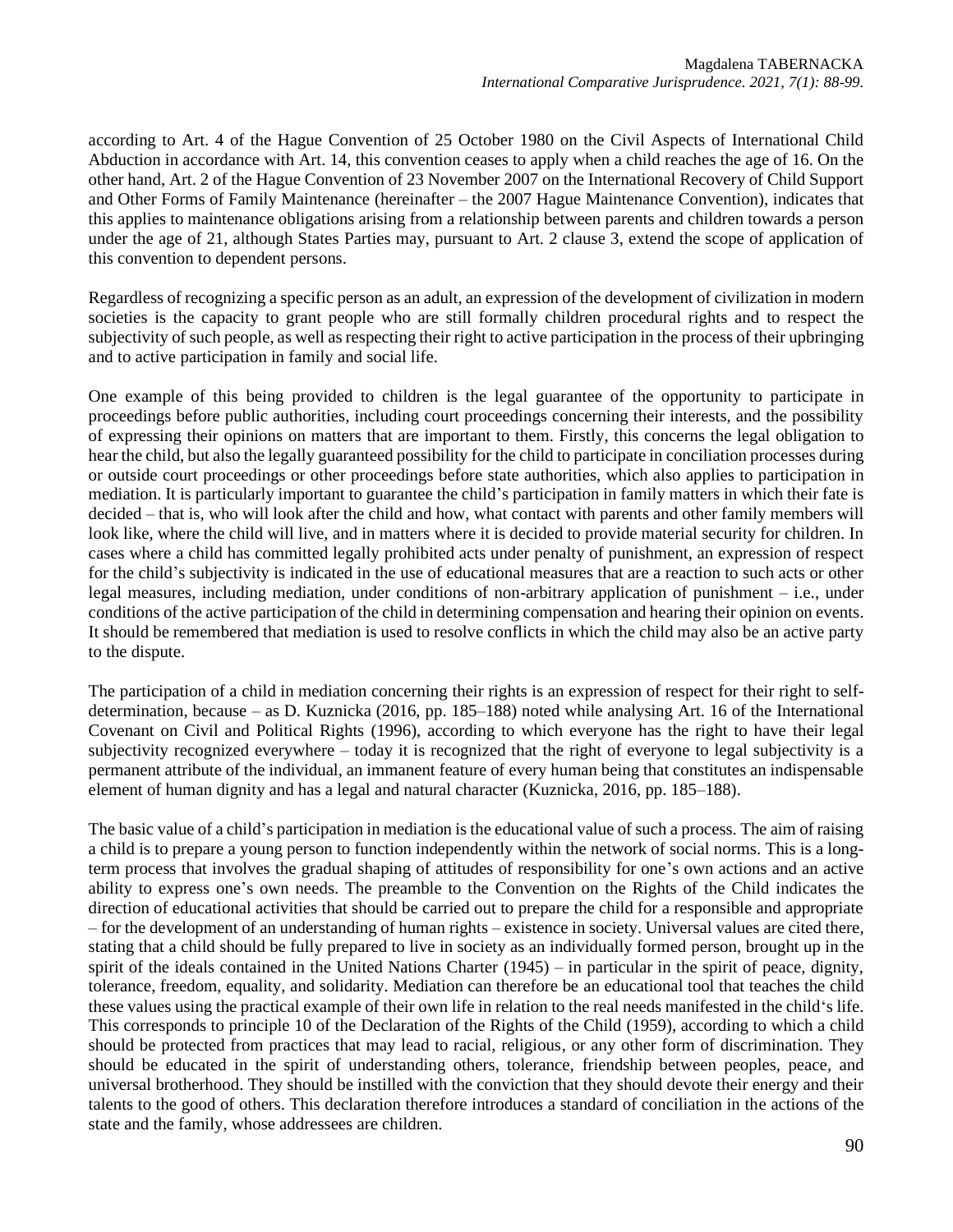according to Art. 4 of the Hague Convention of 25 October 1980 on the Civil Aspects of International Child Abduction in accordance with Art. 14, this convention ceases to apply when a child reaches the age of 16. On the other hand, Art. 2 of the Hague Convention of 23 November 2007 on the International Recovery of Child Support and Other Forms of Family Maintenance (hereinafter – the 2007 Hague Maintenance Convention), indicates that this applies to maintenance obligations arising from a relationship between parents and children towards a person under the age of 21, although States Parties may, pursuant to Art. 2 clause 3, extend the scope of application of this convention to dependent persons.

Regardless of recognizing a specific person as an adult, an expression of the development of civilization in modern societies is the capacity to grant people who are still formally children procedural rights and to respect the subjectivity of such people, as well as respecting their right to active participation in the process of their upbringing and to active participation in family and social life.

One example of this being provided to children is the legal guarantee of the opportunity to participate in proceedings before public authorities, including court proceedings concerning their interests, and the possibility of expressing their opinions on matters that are important to them. Firstly, this concerns the legal obligation to hear the child, but also the legally guaranteed possibility for the child to participate in conciliation processes during or outside court proceedings or other proceedings before state authorities, which also applies to participation in mediation. It is particularly important to guarantee the child's participation in family matters in which their fate is decided – that is, who will look after the child and how, what contact with parents and other family members will look like, where the child will live, and in matters where it is decided to provide material security for children. In cases where a child has committed legally prohibited acts under penalty of punishment, an expression of respect for the child's subjectivity is indicated in the use of educational measures that are a reaction to such acts or other legal measures, including mediation, under conditions of non-arbitrary application of punishment – i.e., under conditions of the active participation of the child in determining compensation and hearing their opinion on events. It should be remembered that mediation is used to resolve conflicts in which the child may also be an active party to the dispute.

The participation of a child in mediation concerning their rights is an expression of respect for their right to self-determination, because – as D. Kuznicka (2016, pp. 185–188) noted while analysing Art. 16 of the International Covenant on Civil and Political Rights (1996), according to which everyone has the right to have their legal subjectivity recognized everywhere – today it is recognized that the right of everyone to legal subjectivity is a permanent attribute of the individual, an immanent feature of every human being that constitutes an indispensable element of human dignity and has a legal and natural character (Kuznicka, 2016, pp. 185–188).

The basic value of a child's participation in mediation is the educational value of such a process. The aim of raising a child is to prepare a young person to function independently within the network of social norms. This is a long-term process that involves the gradual shaping of attitudes of responsibility for one's own actions and an active ability to express one's own needs. The preamble to the Convention on the Rights of the Child indicates the direction of educational activities that should be carried out to prepare the child for a responsible and appropriate – for the development of an understanding of human rights – existence in society. Universal values are cited there, stating that a child should be fully prepared to live in society as an individually formed person, brought up in the spirit of the ideals contained in the United Nations Charter (1945) – in particular in the spirit of peace, dignity, tolerance, freedom, equality, and solidarity. Mediation can therefore be an educational tool that teaches the child these values using the practical example of their own life in relation to the real needs manifested in the child's life. This corresponds to principle 10 of the Declaration of the Rights of the Child (1959), according to which a child should be protected from practices that may lead to racial, religious, or any other form of discrimination. They should be educated in the spirit of understanding others, tolerance, friendship between peoples, peace, and universal brotherhood. They should be instilled with the conviction that they should devote their energy and their talents to the good of others. This declaration therefore introduces a standard of conciliation in the actions of the state and the family, whose addressees are children.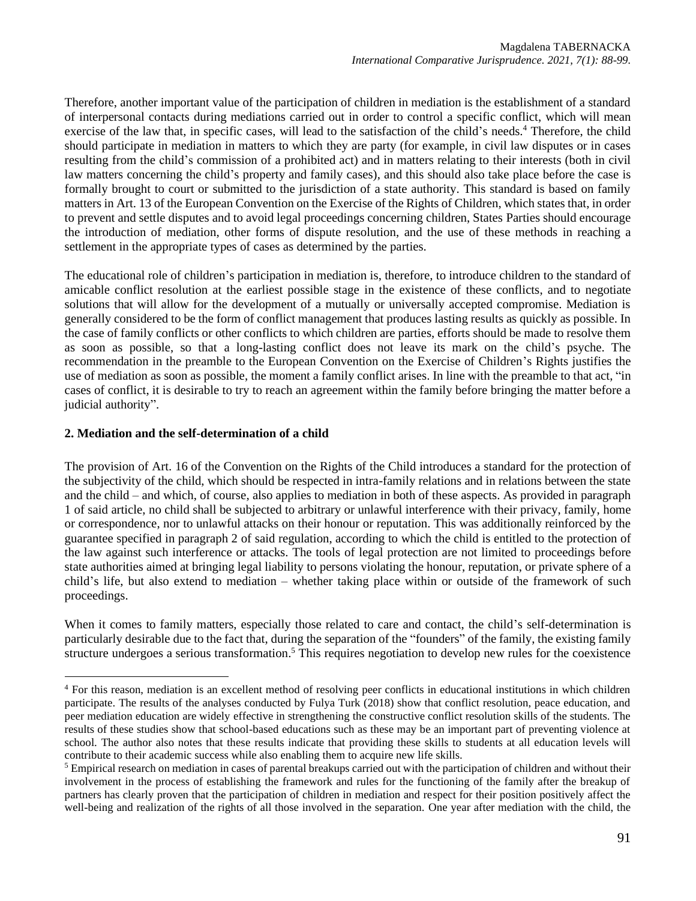Therefore, another important value of the participation of children in mediation is the establishment of a standard of interpersonal contacts during mediations carried out in order to control a specific conflict, which will mean exercise of the law that, in specific cases, will lead to the satisfaction of the child's needs.[4] Therefore, the child should participate in mediation in matters to which they are party (for example, in civil law disputes or in cases resulting from the child's commission of a prohibited act) and in matters relating to their interests (both in civil law matters concerning the child's property and family cases), and this should also take place before the case is formally brought to court or submitted to the jurisdiction of a state authority. This standard is based on family matters in Art. 13 of the European Convention on the Exercise of the Rights of Children, which states that, in order to prevent and settle disputes and to avoid legal proceedings concerning children, States Parties should encourage the introduction of mediation, other forms of dispute resolution, and the use of these methods in reaching a settlement in the appropriate types of cases as determined by the parties.

The educational role of children's participation in mediation is, therefore, to introduce children to the standard of amicable conflict resolution at the earliest possible stage in the existence of these conflicts, and to negotiate solutions that will allow for the development of a mutually or universally accepted compromise. Mediation is generally considered to be the form of conflict management that produces lasting results as quickly as possible. In the case of family conflicts or other conflicts to which children are parties, efforts should be made to resolve them as soon as possible, so that a long-lasting conflict does not leave its mark on the child's psyche. The recommendation in the preamble to the European Convention on the Exercise of Children's Rights justifies the use of mediation as soon as possible, the moment a family conflict arises. In line with the preamble to that act, "in cases of conflict, it is desirable to try to reach an agreement within the family before bringing the matter before a judicial authority".

## 2. Mediation and the self-determination of a child

The provision of Art. 16 of the Convention on the Rights of the Child introduces a standard for the protection of the subjectivity of the child, which should be respected in intra-family relations and in relations between the state and the child – and which, of course, also applies to mediation in both of these aspects. As provided in paragraph 1 of said article, no child shall be subjected to arbitrary or unlawful interference with their privacy, family, home or correspondence, nor to unlawful attacks on their honour or reputation. This was additionally reinforced by the guarantee specified in paragraph 2 of said regulation, according to which the child is entitled to the protection of the law against such interference or attacks. The tools of legal protection are not limited to proceedings before state authorities aimed at bringing legal liability to persons violating the honour, reputation, or private sphere of a child's life, but also extend to mediation – whether taking place within or outside of the framework of such proceedings.

When it comes to family matters, especially those related to care and contact, the child's self-determination is particularly desirable due to the fact that, during the separation of the "founders" of the family, the existing family structure undergoes a serious transformation.[5] This requires negotiation to develop new rules for the coexistence

---

[4] For this reason, mediation is an excellent method of resolving peer conflicts in educational institutions in which children participate. The results of the analyses conducted by Fulya Turk (2018) show that conflict resolution, peace education, and peer mediation education are widely effective in strengthening the constructive conflict resolution skills of the students. The results of these studies show that school-based educations such as these may be an important part of preventing violence at school. The author also notes that these results indicate that providing these skills to students at all education levels will contribute to their academic success while also enabling them to acquire new life skills.

[5] Empirical research on mediation in cases of parental breakups carried out with the participation of children and without their involvement in the process of establishing the framework and rules for the functioning of the family after the breakup of partners has clearly proven that the participation of children in mediation and respect for their position positively affect the well-being and realization of the rights of all those involved in the separation. One year after mediation with the child, the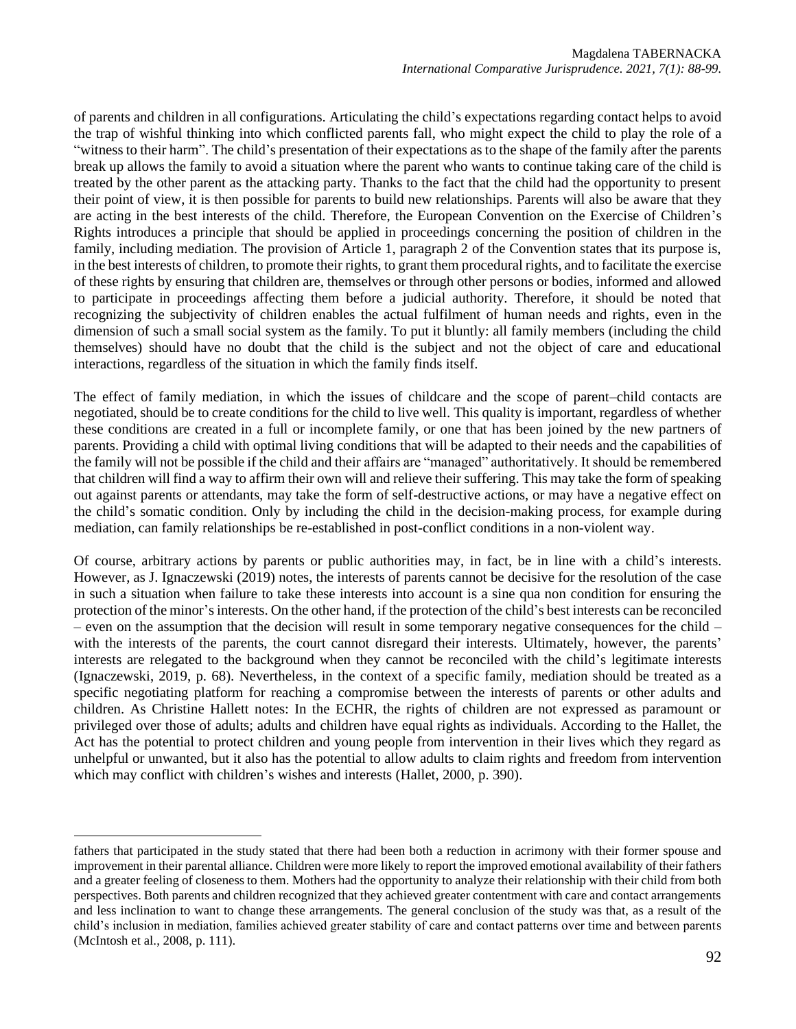of parents and children in all configurations. Articulating the child's expectations regarding contact helps to avoid the trap of wishful thinking into which conflicted parents fall, who might expect the child to play the role of a "witness to their harm". The child's presentation of their expectations as to the shape of the family after the parents break up allows the family to avoid a situation where the parent who wants to continue taking care of the child is treated by the other parent as the attacking party. Thanks to the fact that the child had the opportunity to present their point of view, it is then possible for parents to build new relationships. Parents will also be aware that they are acting in the best interests of the child. Therefore, the European Convention on the Exercise of Children's Rights introduces a principle that should be applied in proceedings concerning the position of children in the family, including mediation. The provision of Article 1, paragraph 2 of the Convention states that its purpose is, in the best interests of children, to promote their rights, to grant them procedural rights, and to facilitate the exercise of these rights by ensuring that children are, themselves or through other persons or bodies, informed and allowed to participate in proceedings affecting them before a judicial authority. Therefore, it should be noted that recognizing the subjectivity of children enables the actual fulfilment of human needs and rights, even in the dimension of such a small social system as the family. To put it bluntly: all family members (including the child themselves) should have no doubt that the child is the subject and not the object of care and educational interactions, regardless of the situation in which the family finds itself.

The effect of family mediation, in which the issues of childcare and the scope of parent–child contacts are negotiated, should be to create conditions for the child to live well. This quality is important, regardless of whether these conditions are created in a full or incomplete family, or one that has been joined by the new partners of parents. Providing a child with optimal living conditions that will be adapted to their needs and the capabilities of the family will not be possible if the child and their affairs are "managed" authoritatively. It should be remembered that children will find a way to affirm their own will and relieve their suffering. This may take the form of speaking out against parents or attendants, may take the form of self-destructive actions, or may have a negative effect on the child's somatic condition. Only by including the child in the decision-making process, for example during mediation, can family relationships be re-established in post-conflict conditions in a non-violent way.

Of course, arbitrary actions by parents or public authorities may, in fact, be in line with a child's interests. However, as J. Ignaczewski (2019) notes, the interests of parents cannot be decisive for the resolution of the case in such a situation when failure to take these interests into account is a sine qua non condition for ensuring the protection of the minor's interests. On the other hand, if the protection of the child's best interests can be reconciled – even on the assumption that the decision will result in some temporary negative consequences for the child – with the interests of the parents, the court cannot disregard their interests. Ultimately, however, the parents' interests are relegated to the background when they cannot be reconciled with the child's legitimate interests (Ignaczewski, 2019, p. 68). Nevertheless, in the context of a specific family, mediation should be treated as a specific negotiating platform for reaching a compromise between the interests of parents or other adults and children. As Christine Hallett notes: In the ECHR, the rights of children are not expressed as paramount or privileged over those of adults; adults and children have equal rights as individuals. According to the Hallet, the Act has the potential to protect children and young people from intervention in their lives which they regard as unhelpful or unwanted, but it also has the potential to allow adults to claim rights and freedom from intervention which may conflict with children's wishes and interests (Hallet, 2000, p. 390).

---

fathers that participated in the study stated that there had been both a reduction in acrimony with their former spouse and improvement in their parental alliance. Children were more likely to report the improved emotional availability of their fathers and a greater feeling of closeness to them. Mothers had the opportunity to analyze their relationship with their child from both perspectives. Both parents and children recognized that they achieved greater contentment with care and contact arrangements and less inclination to want to change these arrangements. The general conclusion of the study was that, as a result of the child's inclusion in mediation, families achieved greater stability of care and contact patterns over time and between parents (McIntosh et al., 2008, p. 111).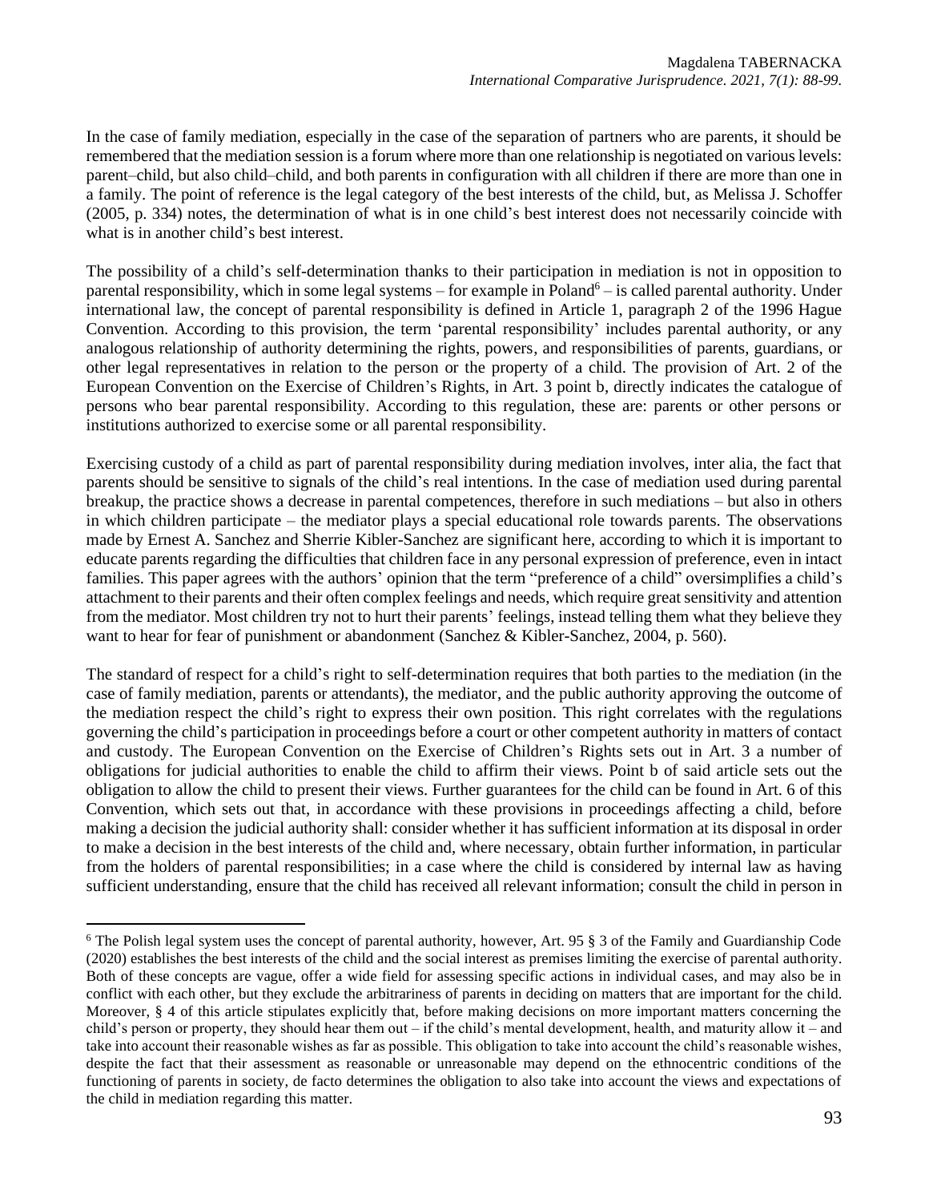In the case of family mediation, especially in the case of the separation of partners who are parents, it should be remembered that the mediation session is a forum where more than one relationship is negotiated on various levels: parent–child, but also child–child, and both parents in configuration with all children if there are more than one in a family. The point of reference is the legal category of the best interests of the child, but, as Melissa J. Schoffer (2005, p. 334) notes, the determination of what is in one child's best interest does not necessarily coincide with what is in another child's best interest.

The possibility of a child's self-determination thanks to their participation in mediation is not in opposition to parental responsibility, which in some legal systems – for example in Poland[6] – is called parental authority. Under international law, the concept of parental responsibility is defined in Article 1, paragraph 2 of the 1996 Hague Convention. According to this provision, the term 'parental responsibility' includes parental authority, or any analogous relationship of authority determining the rights, powers, and responsibilities of parents, guardians, or other legal representatives in relation to the person or the property of a child. The provision of Art. 2 of the European Convention on the Exercise of Children's Rights, in Art. 3 point b, directly indicates the catalogue of persons who bear parental responsibility. According to this regulation, these are: parents or other persons or institutions authorized to exercise some or all parental responsibility.

Exercising custody of a child as part of parental responsibility during mediation involves, inter alia, the fact that parents should be sensitive to signals of the child's real intentions. In the case of mediation used during parental breakup, the practice shows a decrease in parental competences, therefore in such mediations – but also in others in which children participate – the mediator plays a special educational role towards parents. The observations made by Ernest A. Sanchez and Sherrie Kibler-Sanchez are significant here, according to which it is important to educate parents regarding the difficulties that children face in any personal expression of preference, even in intact families. This paper agrees with the authors' opinion that the term "preference of a child" oversimplifies a child's attachment to their parents and their often complex feelings and needs, which require great sensitivity and attention from the mediator. Most children try not to hurt their parents' feelings, instead telling them what they believe they want to hear for fear of punishment or abandonment (Sanchez & Kibler-Sanchez, 2004, p. 560).

The standard of respect for a child's right to self-determination requires that both parties to the mediation (in the case of family mediation, parents or attendants), the mediator, and the public authority approving the outcome of the mediation respect the child's right to express their own position. This right correlates with the regulations governing the child's participation in proceedings before a court or other competent authority in matters of contact and custody. The European Convention on the Exercise of Children's Rights sets out in Art. 3 a number of obligations for judicial authorities to enable the child to affirm their views. Point b of said article sets out the obligation to allow the child to present their views. Further guarantees for the child can be found in Art. 6 of this Convention, which sets out that, in accordance with these provisions in proceedings affecting a child, before making a decision the judicial authority shall: consider whether it has sufficient information at its disposal in order to make a decision in the best interests of the child and, where necessary, obtain further information, in particular from the holders of parental responsibilities; in a case where the child is considered by internal law as having sufficient understanding, ensure that the child has received all relevant information; consult the child in person in

---

[6] The Polish legal system uses the concept of parental authority, however, Art. 95 § 3 of the Family and Guardianship Code (2020) establishes the best interests of the child and the social interest as premises limiting the exercise of parental authority. Both of these concepts are vague, offer a wide field for assessing specific actions in individual cases, and may also be in conflict with each other, but they exclude the arbitrariness of parents in deciding on matters that are important for the child. Moreover, § 4 of this article stipulates explicitly that, before making decisions on more important matters concerning the child's person or property, they should hear them out – if the child's mental development, health, and maturity allow it – and take into account their reasonable wishes as far as possible. This obligation to take into account the child's reasonable wishes, despite the fact that their assessment as reasonable or unreasonable may depend on the ethnocentric conditions of the functioning of parents in society, de facto determines the obligation to also take into account the views and expectations of the child in mediation regarding this matter.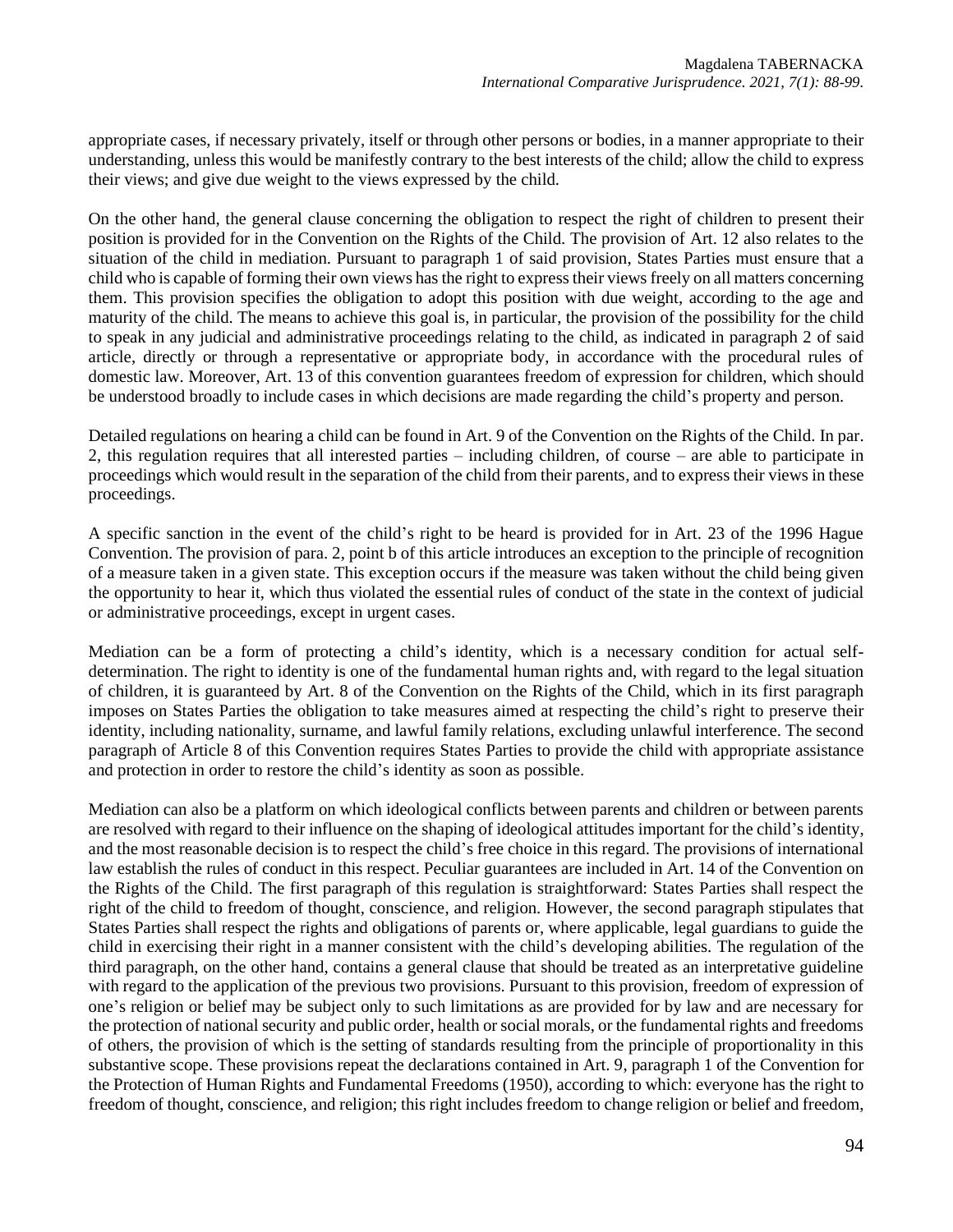appropriate cases, if necessary privately, itself or through other persons or bodies, in a manner appropriate to their understanding, unless this would be manifestly contrary to the best interests of the child; allow the child to express their views; and give due weight to the views expressed by the child.

On the other hand, the general clause concerning the obligation to respect the right of children to present their position is provided for in the Convention on the Rights of the Child. The provision of Art. 12 also relates to the situation of the child in mediation. Pursuant to paragraph 1 of said provision, States Parties must ensure that a child who is capable of forming their own views has the right to express their views freely on all matters concerning them. This provision specifies the obligation to adopt this position with due weight, according to the age and maturity of the child. The means to achieve this goal is, in particular, the provision of the possibility for the child to speak in any judicial and administrative proceedings relating to the child, as indicated in paragraph 2 of said article, directly or through a representative or appropriate body, in accordance with the procedural rules of domestic law. Moreover, Art. 13 of this convention guarantees freedom of expression for children, which should be understood broadly to include cases in which decisions are made regarding the child's property and person.

Detailed regulations on hearing a child can be found in Art. 9 of the Convention on the Rights of the Child. In par. 2, this regulation requires that all interested parties – including children, of course – are able to participate in proceedings which would result in the separation of the child from their parents, and to express their views in these proceedings.

A specific sanction in the event of the child's right to be heard is provided for in Art. 23 of the 1996 Hague Convention. The provision of para. 2, point b of this article introduces an exception to the principle of recognition of a measure taken in a given state. This exception occurs if the measure was taken without the child being given the opportunity to hear it, which thus violated the essential rules of conduct of the state in the context of judicial or administrative proceedings, except in urgent cases.

Mediation can be a form of protecting a child's identity, which is a necessary condition for actual self-determination. The right to identity is one of the fundamental human rights and, with regard to the legal situation of children, it is guaranteed by Art. 8 of the Convention on the Rights of the Child, which in its first paragraph imposes on States Parties the obligation to take measures aimed at respecting the child's right to preserve their identity, including nationality, surname, and lawful family relations, excluding unlawful interference. The second paragraph of Article 8 of this Convention requires States Parties to provide the child with appropriate assistance and protection in order to restore the child's identity as soon as possible.

Mediation can also be a platform on which ideological conflicts between parents and children or between parents are resolved with regard to their influence on the shaping of ideological attitudes important for the child's identity, and the most reasonable decision is to respect the child's free choice in this regard. The provisions of international law establish the rules of conduct in this respect. Peculiar guarantees are included in Art. 14 of the Convention on the Rights of the Child. The first paragraph of this regulation is straightforward: States Parties shall respect the right of the child to freedom of thought, conscience, and religion. However, the second paragraph stipulates that States Parties shall respect the rights and obligations of parents or, where applicable, legal guardians to guide the child in exercising their right in a manner consistent with the child's developing abilities. The regulation of the third paragraph, on the other hand, contains a general clause that should be treated as an interpretative guideline with regard to the application of the previous two provisions. Pursuant to this provision, freedom of expression of one's religion or belief may be subject only to such limitations as are provided for by law and are necessary for the protection of national security and public order, health or social morals, or the fundamental rights and freedoms of others, the provision of which is the setting of standards resulting from the principle of proportionality in this substantive scope. These provisions repeat the declarations contained in Art. 9, paragraph 1 of the Convention for the Protection of Human Rights and Fundamental Freedoms (1950), according to which: everyone has the right to freedom of thought, conscience, and religion; this right includes freedom to change religion or belief and freedom,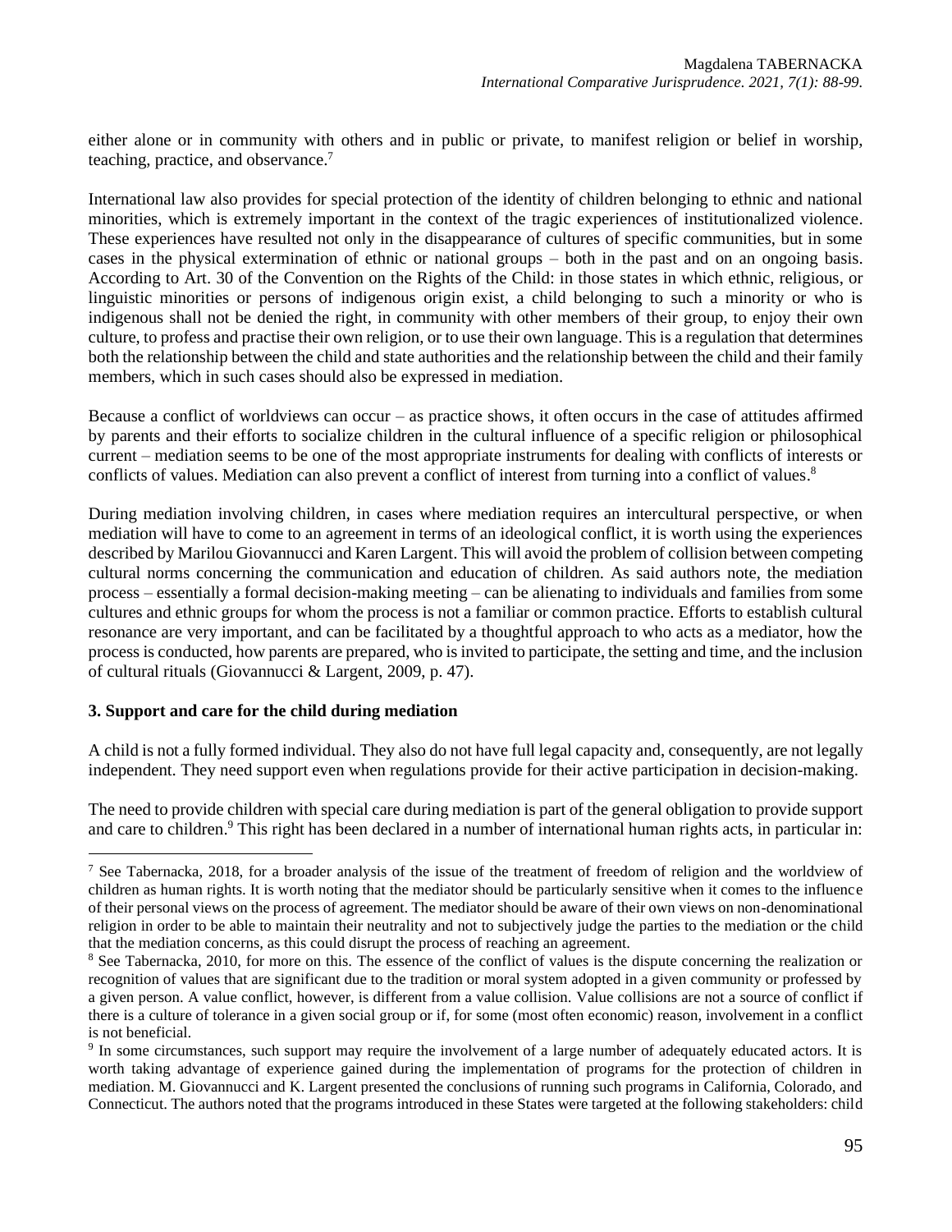either alone or in community with others and in public or private, to manifest religion or belief in worship, teaching, practice, and observance.[7]

International law also provides for special protection of the identity of children belonging to ethnic and national minorities, which is extremely important in the context of the tragic experiences of institutionalized violence. These experiences have resulted not only in the disappearance of cultures of specific communities, but in some cases in the physical extermination of ethnic or national groups – both in the past and on an ongoing basis. According to Art. 30 of the Convention on the Rights of the Child: in those states in which ethnic, religious, or linguistic minorities or persons of indigenous origin exist, a child belonging to such a minority or who is indigenous shall not be denied the right, in community with other members of their group, to enjoy their own culture, to profess and practise their own religion, or to use their own language. This is a regulation that determines both the relationship between the child and state authorities and the relationship between the child and their family members, which in such cases should also be expressed in mediation.

Because a conflict of worldviews can occur – as practice shows, it often occurs in the case of attitudes affirmed by parents and their efforts to socialize children in the cultural influence of a specific religion or philosophical current – mediation seems to be one of the most appropriate instruments for dealing with conflicts of interests or conflicts of values. Mediation can also prevent a conflict of interest from turning into a conflict of values.[8]

During mediation involving children, in cases where mediation requires an intercultural perspective, or when mediation will have to come to an agreement in terms of an ideological conflict, it is worth using the experiences described by Marilou Giovannucci and Karen Largent. This will avoid the problem of collision between competing cultural norms concerning the communication and education of children. As said authors note, the mediation process – essentially a formal decision-making meeting – can be alienating to individuals and families from some cultures and ethnic groups for whom the process is not a familiar or common practice. Efforts to establish cultural resonance are very important, and can be facilitated by a thoughtful approach to who acts as a mediator, how the process is conducted, how parents are prepared, who is invited to participate, the setting and time, and the inclusion of cultural rituals (Giovannucci & Largent, 2009, p. 47).

## 3. Support and care for the child during mediation

A child is not a fully formed individual. They also do not have full legal capacity and, consequently, are not legally independent. They need support even when regulations provide for their active participation in decision-making.

The need to provide children with special care during mediation is part of the general obligation to provide support and care to children.[9] This right has been declared in a number of international human rights acts, in particular in:

---

[7] See Tabernacka, 2018, for a broader analysis of the issue of the treatment of freedom of religion and the worldview of children as human rights. It is worth noting that the mediator should be particularly sensitive when it comes to the influence of their personal views on the process of agreement. The mediator should be aware of their own views on non-denominational religion in order to be able to maintain their neutrality and not to subjectively judge the parties to the mediation or the child that the mediation concerns, as this could disrupt the process of reaching an agreement.

[8] See Tabernacka, 2010, for more on this. The essence of the conflict of values is the dispute concerning the realization or recognition of values that are significant due to the tradition or moral system adopted in a given community or professed by a given person. A value conflict, however, is different from a value collision. Value collisions are not a source of conflict if there is a culture of tolerance in a given social group or if, for some (most often economic) reason, involvement in a conflict is not beneficial.

[9] In some circumstances, such support may require the involvement of a large number of adequately educated actors. It is worth taking advantage of experience gained during the implementation of programs for the protection of children in mediation. M. Giovannucci and K. Largent presented the conclusions of running such programs in California, Colorado, and Connecticut. The authors noted that the programs introduced in these States were targeted at the following stakeholders: child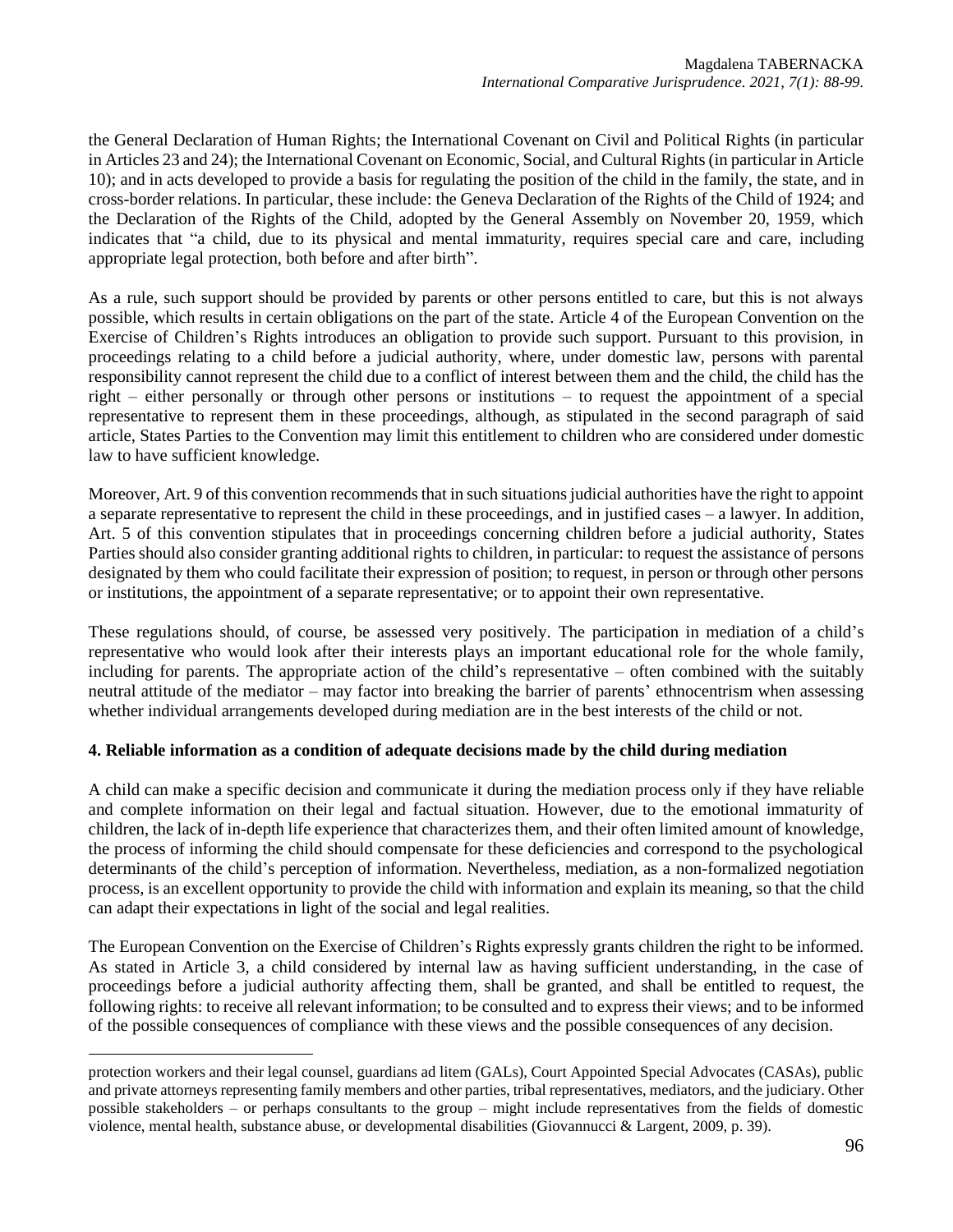the General Declaration of Human Rights; the International Covenant on Civil and Political Rights (in particular in Articles 23 and 24); the International Covenant on Economic, Social, and Cultural Rights (in particular in Article 10); and in acts developed to provide a basis for regulating the position of the child in the family, the state, and in cross-border relations. In particular, these include: the Geneva Declaration of the Rights of the Child of 1924; and the Declaration of the Rights of the Child, adopted by the General Assembly on November 20, 1959, which indicates that "a child, due to its physical and mental immaturity, requires special care and care, including appropriate legal protection, both before and after birth".

As a rule, such support should be provided by parents or other persons entitled to care, but this is not always possible, which results in certain obligations on the part of the state. Article 4 of the European Convention on the Exercise of Children's Rights introduces an obligation to provide such support. Pursuant to this provision, in proceedings relating to a child before a judicial authority, where, under domestic law, persons with parental responsibility cannot represent the child due to a conflict of interest between them and the child, the child has the right – either personally or through other persons or institutions – to request the appointment of a special representative to represent them in these proceedings, although, as stipulated in the second paragraph of said article, States Parties to the Convention may limit this entitlement to children who are considered under domestic law to have sufficient knowledge.

Moreover, Art. 9 of this convention recommends that in such situations judicial authorities have the right to appoint a separate representative to represent the child in these proceedings, and in justified cases – a lawyer. In addition, Art. 5 of this convention stipulates that in proceedings concerning children before a judicial authority, States Parties should also consider granting additional rights to children, in particular: to request the assistance of persons designated by them who could facilitate their expression of position; to request, in person or through other persons or institutions, the appointment of a separate representative; or to appoint their own representative.

These regulations should, of course, be assessed very positively. The participation in mediation of a child's representative who would look after their interests plays an important educational role for the whole family, including for parents. The appropriate action of the child's representative – often combined with the suitably neutral attitude of the mediator – may factor into breaking the barrier of parents' ethnocentrism when assessing whether individual arrangements developed during mediation are in the best interests of the child or not.

## 4. Reliable information as a condition of adequate decisions made by the child during mediation

A child can make a specific decision and communicate it during the mediation process only if they have reliable and complete information on their legal and factual situation. However, due to the emotional immaturity of children, the lack of in-depth life experience that characterizes them, and their often limited amount of knowledge, the process of informing the child should compensate for these deficiencies and correspond to the psychological determinants of the child's perception of information. Nevertheless, mediation, as a non-formalized negotiation process, is an excellent opportunity to provide the child with information and explain its meaning, so that the child can adapt their expectations in light of the social and legal realities.

The European Convention on the Exercise of Children's Rights expressly grants children the right to be informed. As stated in Article 3, a child considered by internal law as having sufficient understanding, in the case of proceedings before a judicial authority affecting them, shall be granted, and shall be entitled to request, the following rights: to receive all relevant information; to be consulted and to express their views; and to be informed of the possible consequences of compliance with these views and the possible consequences of any decision.

---

protection workers and their legal counsel, guardians ad litem (GALs), Court Appointed Special Advocates (CASAs), public and private attorneys representing family members and other parties, tribal representatives, mediators, and the judiciary. Other possible stakeholders – or perhaps consultants to the group – might include representatives from the fields of domestic violence, mental health, substance abuse, or developmental disabilities (Giovannucci & Largent, 2009, p. 39).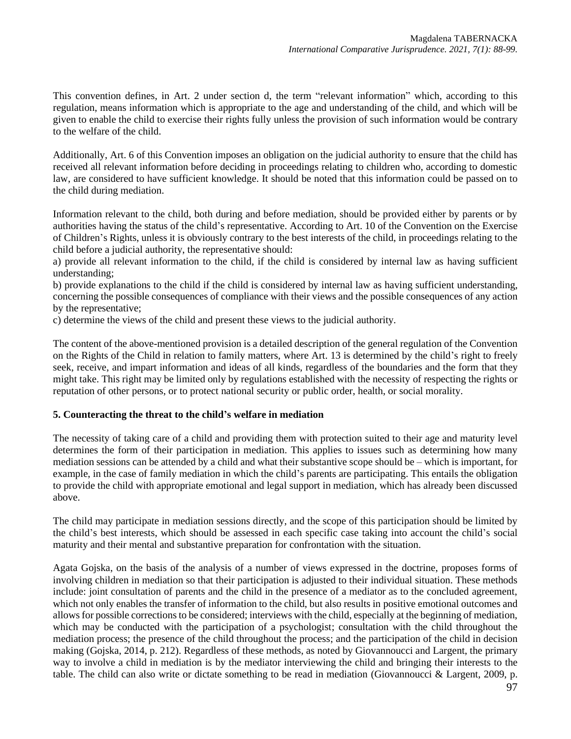This convention defines, in Art. 2 under section d, the term "relevant information" which, according to this regulation, means information which is appropriate to the age and understanding of the child, and which will be given to enable the child to exercise their rights fully unless the provision of such information would be contrary to the welfare of the child.

Additionally, Art. 6 of this Convention imposes an obligation on the judicial authority to ensure that the child has received all relevant information before deciding in proceedings relating to children who, according to domestic law, are considered to have sufficient knowledge. It should be noted that this information could be passed on to the child during mediation.

Information relevant to the child, both during and before mediation, should be provided either by parents or by authorities having the status of the child's representative. According to Art. 10 of the Convention on the Exercise of Children's Rights, unless it is obviously contrary to the best interests of the child, in proceedings relating to the child before a judicial authority, the representative should:

a) provide all relevant information to the child, if the child is considered by internal law as having sufficient understanding;

b) provide explanations to the child if the child is considered by internal law as having sufficient understanding, concerning the possible consequences of compliance with their views and the possible consequences of any action by the representative;

c) determine the views of the child and present these views to the judicial authority.

The content of the above-mentioned provision is a detailed description of the general regulation of the Convention on the Rights of the Child in relation to family matters, where Art. 13 is determined by the child's right to freely seek, receive, and impart information and ideas of all kinds, regardless of the boundaries and the form that they might take. This right may be limited only by regulations established with the necessity of respecting the rights or reputation of other persons, or to protect national security or public order, health, or social morality.

## 5. Counteracting the threat to the child's welfare in mediation

The necessity of taking care of a child and providing them with protection suited to their age and maturity level determines the form of their participation in mediation. This applies to issues such as determining how many mediation sessions can be attended by a child and what their substantive scope should be – which is important, for example, in the case of family mediation in which the child's parents are participating. This entails the obligation to provide the child with appropriate emotional and legal support in mediation, which has already been discussed above.

The child may participate in mediation sessions directly, and the scope of this participation should be limited by the child's best interests, which should be assessed in each specific case taking into account the child's social maturity and their mental and substantive preparation for confrontation with the situation.

Agata Gojska, on the basis of the analysis of a number of views expressed in the doctrine, proposes forms of involving children in mediation so that their participation is adjusted to their individual situation. These methods include: joint consultation of parents and the child in the presence of a mediator as to the concluded agreement, which not only enables the transfer of information to the child, but also results in positive emotional outcomes and allows for possible corrections to be considered; interviews with the child, especially at the beginning of mediation, which may be conducted with the participation of a psychologist; consultation with the child throughout the mediation process; the presence of the child throughout the process; and the participation of the child in decision making (Gojska, 2014, p. 212). Regardless of these methods, as noted by Giovannoucci and Largent, the primary way to involve a child in mediation is by the mediator interviewing the child and bringing their interests to the table. The child can also write or dictate something to be read in mediation (Giovannoucci & Largent, 2009, p.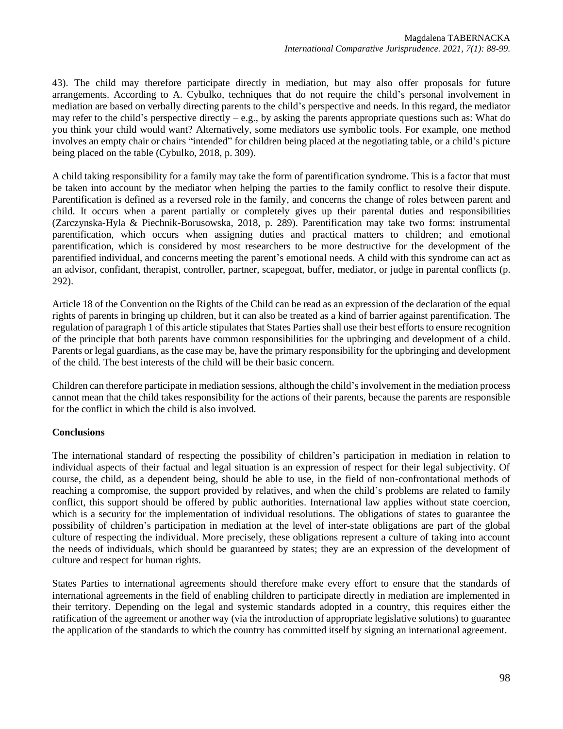43). The child may therefore participate directly in mediation, but may also offer proposals for future arrangements. According to A. Cybulko, techniques that do not require the child's personal involvement in mediation are based on verbally directing parents to the child's perspective and needs. In this regard, the mediator may refer to the child's perspective directly – e.g., by asking the parents appropriate questions such as: What do you think your child would want? Alternatively, some mediators use symbolic tools. For example, one method involves an empty chair or chairs "intended" for children being placed at the negotiating table, or a child's picture being placed on the table (Cybulko, 2018, p. 309).

A child taking responsibility for a family may take the form of parentification syndrome. This is a factor that must be taken into account by the mediator when helping the parties to the family conflict to resolve their dispute. Parentification is defined as a reversed role in the family, and concerns the change of roles between parent and child. It occurs when a parent partially or completely gives up their parental duties and responsibilities (Zarczynska-Hyla & Piechnik-Borusowska, 2018, p. 289). Parentification may take two forms: instrumental parentification, which occurs when assigning duties and practical matters to children; and emotional parentification, which is considered by most researchers to be more destructive for the development of the parentified individual, and concerns meeting the parent's emotional needs. A child with this syndrome can act as an advisor, confidant, therapist, controller, partner, scapegoat, buffer, mediator, or judge in parental conflicts (p. 292).

Article 18 of the Convention on the Rights of the Child can be read as an expression of the declaration of the equal rights of parents in bringing up children, but it can also be treated as a kind of barrier against parentification. The regulation of paragraph 1 of this article stipulates that States Parties shall use their best efforts to ensure recognition of the principle that both parents have common responsibilities for the upbringing and development of a child. Parents or legal guardians, as the case may be, have the primary responsibility for the upbringing and development of the child. The best interests of the child will be their basic concern.

Children can therefore participate in mediation sessions, although the child's involvement in the mediation process cannot mean that the child takes responsibility for the actions of their parents, because the parents are responsible for the conflict in which the child is also involved.

**Conclusions**

The international standard of respecting the possibility of children's participation in mediation in relation to individual aspects of their factual and legal situation is an expression of respect for their legal subjectivity. Of course, the child, as a dependent being, should be able to use, in the field of non-confrontational methods of reaching a compromise, the support provided by relatives, and when the child's problems are related to family conflict, this support should be offered by public authorities. International law applies without state coercion, which is a security for the implementation of individual resolutions. The obligations of states to guarantee the possibility of children's participation in mediation at the level of inter-state obligations are part of the global culture of respecting the individual. More precisely, these obligations represent a culture of taking into account the needs of individuals, which should be guaranteed by states; they are an expression of the development of culture and respect for human rights.

States Parties to international agreements should therefore make every effort to ensure that the standards of international agreements in the field of enabling children to participate directly in mediation are implemented in their territory. Depending on the legal and systemic standards adopted in a country, this requires either the ratification of the agreement or another way (via the introduction of appropriate legislative solutions) to guarantee the application of the standards to which the country has committed itself by signing an international agreement.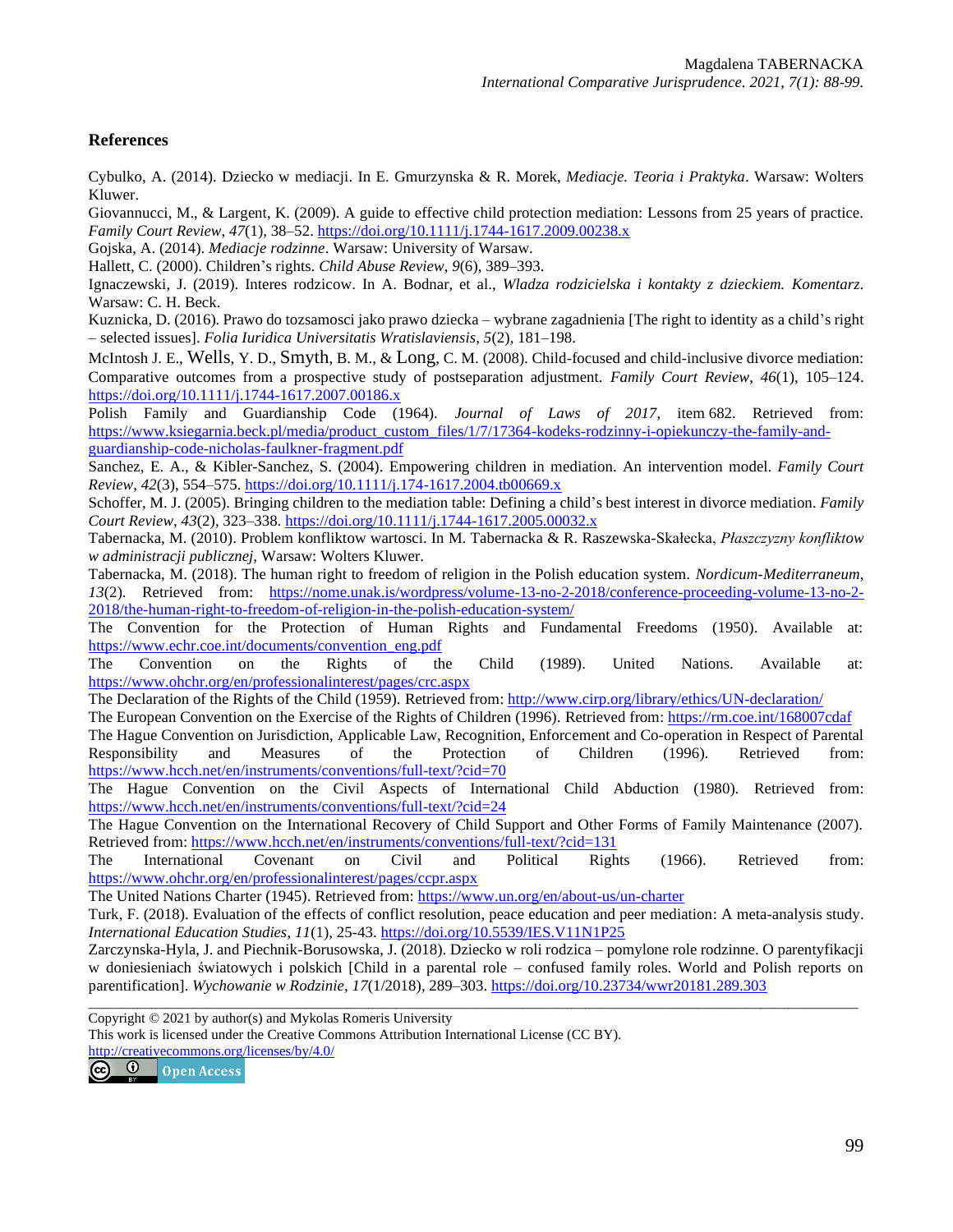## References

Cybulko, A. (2014). Dziecko w mediacji. In E. Gmurzynska & R. Morek, *Mediacje. Teoria i Praktyka*. Warsaw: Wolters Kluwer.

Giovannucci, M., & Largent, K. (2009). A guide to effective child protection mediation: Lessons from 25 years of practice. *Family Court Review*, *47*(1), 38–52. https://doi.org/10.1111/j.1744-1617.2009.00238.x

Gojska, A. (2014). *Mediacje rodzinne*. Warsaw: University of Warsaw.

Hallett, C. (2000). Children's rights. *Child Abuse Review*, *9*(6), 389–393.

Ignaczewski, J. (2019). Interes rodzicow. In A. Bodnar, et al., *Wladza rodzicielska i kontakty z dzieckiem. Komentarz*. Warsaw: C. H. Beck.

Kuznicka, D. (2016). Prawo do tozsamosci jako prawo dziecka – wybrane zagadnienia [The right to identity as a child's right – selected issues]. *Folia Iuridica Universitatis Wratislaviensis*, *5*(2), 181–198.

McIntosh J. E., Wells, Y. D., Smyth, B. M., & Long, C. M. (2008). Child-focused and child-inclusive divorce mediation: Comparative outcomes from a prospective study of postseparation adjustment. *Family Court Review*, *46*(1), 105–124. https://doi.org/10.1111/j.1744-1617.2007.00186.x

Polish Family and Guardianship Code (1964). *Journal of Laws of 2017*, item 682. Retrieved from: https://www.ksiegarnia.beck.pl/media/product_custom_files/1/7/17364-kodeks-rodzinny-i-opiekunczy-the-family-and-guardianship-code-nicholas-faulkner-fragment.pdf

Sanchez, E. A., & Kibler-Sanchez, S. (2004). Empowering children in mediation. An intervention model. *Family Court Review*, *42*(3), 554–575. https://doi.org/10.1111/j.174-1617.2004.tb00669.x

Schoffer, M. J. (2005). Bringing children to the mediation table: Defining a child's best interest in divorce mediation. *Family Court Review*, *43*(2), 323–338. https://doi.org/10.1111/j.1744-1617.2005.00032.x

Tabernacka, M. (2010). Problem konfliktow wartosci. In M. Tabernacka & R. Raszewska-Skałecka, *Płaszczyzny konfliktow w administracji publicznej*, Warsaw: Wolters Kluwer.

Tabernacka, M. (2018). The human right to freedom of religion in the Polish education system. *Nordicum-Mediterraneum*, *13*(2). Retrieved from: https://nome.unak.is/wordpress/volume-13-no-2-2018/conference-proceeding-volume-13-no-2-2018/the-human-right-to-freedom-of-religion-in-the-polish-education-system/

The Convention for the Protection of Human Rights and Fundamental Freedoms (1950). Available at: https://www.echr.coe.int/documents/convention_eng.pdf

The Convention on the Rights of the Child (1989). United Nations. Available at: https://www.ohchr.org/en/professionalinterest/pages/crc.aspx

The Declaration of the Rights of the Child (1959). Retrieved from: http://www.cirp.org/library/ethics/UN-declaration/

The European Convention on the Exercise of the Rights of Children (1996). Retrieved from: https://rm.coe.int/168007cdaf

The Hague Convention on Jurisdiction, Applicable Law, Recognition, Enforcement and Co-operation in Respect of Parental Responsibility and Measures of the Protection of Children (1996). Retrieved from: https://www.hcch.net/en/instruments/conventions/full-text/?cid=70

The Hague Convention on the Civil Aspects of International Child Abduction (1980). Retrieved from: https://www.hcch.net/en/instruments/conventions/full-text/?cid=24

The Hague Convention on the International Recovery of Child Support and Other Forms of Family Maintenance (2007). Retrieved from: https://www.hcch.net/en/instruments/conventions/full-text/?cid=131

The International Covenant on Civil and Political Rights (1966). Retrieved from: https://www.ohchr.org/en/professionalinterest/pages/ccpr.aspx

The United Nations Charter (1945). Retrieved from: https://www.un.org/en/about-us/un-charter

Turk, F. (2018). Evaluation of the effects of conflict resolution, peace education and peer mediation: A meta-analysis study. *International Education Studies*, *11*(1), 25-43. https://doi.org/10.5539/IES.V11N1P25

Zarczynska-Hyla, J. and Piechnik-Borusowska, J. (2018). Dziecko w roli rodzica – pomylone role rodzinne. O parentyfikacji w doniesieniach światowych i polskich [Child in a parental role – confused family roles. World and Polish reports on parentification]. *Wychowanie w Rodzinie*, *17*(1/2018), 289–303. https://doi.org/10.23734/wwr20181.289.303

---

Copyright © 2021 by author(s) and Mykolas Romeris University

This work is licensed under the Creative Commons Attribution International License (CC BY).

http://creativecommons.org/licenses/by/4.0/

Open Access